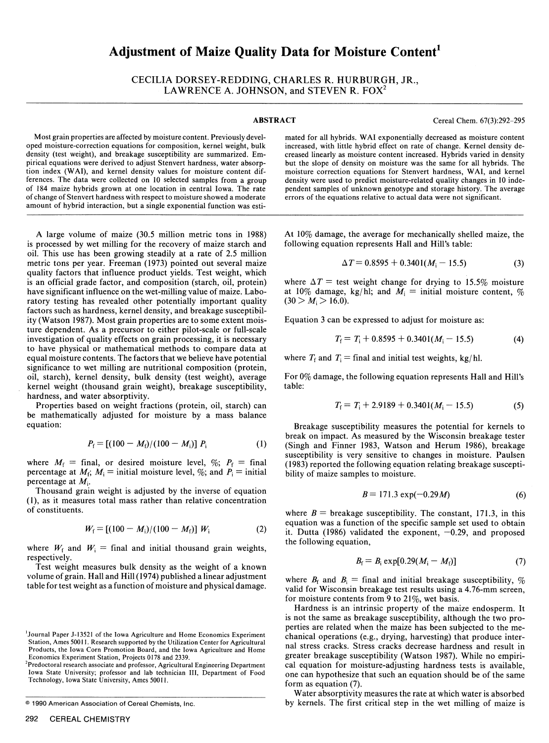# Adjustment of Maize Quality Data for Moisture Content[1]

CECILIA DORSEY-REDDING, CHARLES R. HURBURGH, JR., LAWRENCE A. JOHNSON, and STEVEN R. FOX[2]

## ABSTRACT

Most grain properties are affected by moisture content. Previously developed moisture-correction equations for composition, kernel weight, bulk density (test weight), and breakage susceptibility are summarized. Empirical equations were derived to adjust Stenvert hardness, water absorption index (WAI), and kernel density values for moisture content differences. The data were collected on 10 selected samples from a group of 184 maize hybrids grown at one location in central Iowa. The rate of change of Stenvert hardness with respect to moisture showed a moderate amount of hybrid interaction, but a single exponential function was estimated for all hybrids. WAI exponentially decreased as moisture content increased, with little hybrid effect on rate of change. Kernel density decreased linearly as moisture content increased. Hybrids varied in density but the slope of density on moisture was the same for all hybrids. The moisture correction equations for Stenvert hardness, WAI, and kernel density were used to predict moisture-related quality changes in 10 independent samples of unknown genotype and storage history. The average errors of the equations relative to actual data were not significant.

A large volume of maize (30.5 million metric tons in 1988) is processed by wet milling for the recovery of maize starch and oil. This use has been growing steadily at a rate of 2.5 million metric tons per year. Freeman (1973) pointed out several maize quality factors that influence product yields. Test weight, which is an official grade factor, and composition (starch, oil, protein) have significant influence on the wet-milling value of maize. Laboratory testing has revealed other potentially important quality factors such as hardness, kernel density, and breakage susceptibility (Watson 1987). Most grain properties are to some extent moisture dependent. As a precursor to either pilot-scale or full-scale investigation of quality effects on grain processing, it is necessary to have physical or mathematical methods to compare data at equal moisture contents. The factors that we believe have potential significance to wet milling are nutritional composition (protein, oil, starch), kernel density, bulk density (test weight), average kernel weight (thousand grain weight), breakage susceptibility, hardness, and water absorptivity.

Properties based on weight fractions (protein, oil, starch) can be mathematically adjusted for moisture by a mass balance equation:

$$P_f = [(100 - M_f)/(100 - M_i)]\ P_i \tag{1}$$

where $M_f$ = final, or desired moisture level, %; $P_f$ = final percentage at $M_f$; $M_i$ = initial moisture level, %; and $P_i$ = initial percentage at $M_i$.

Thousand grain weight is adjusted by the inverse of equation (1), as it measures total mass rather than relative concentration of constituents.

$$W_f = [(100 - M_i)/(100 - M_f)]\ W_i \tag{2}$$

where $W_f$ and $W_i$ = final and initial thousand grain weights, respectively.

Test weight measures bulk density as the weight of a known volume of grain. Hall and Hill (1974) published a linear adjustment table for test weight as a function of moisture and physical damage. At 10% damage, the average for mechanically shelled maize, the following equation represents Hall and Hill's table:

$$\Delta T = 0.8595 + 0.3401(M_i - 15.5) \tag{3}$$

where $\Delta T$ = test weight change for drying to 15.5% moisture at 10% damage, kg/hl; and $M_i$ = initial moisture content, % $(30 > M_i > 16.0)$.

Equation 3 can be expressed to adjust for moisture as:

$$T_f = T_i + 0.8595 + 0.3401(M_i - 15.5) \tag{4}$$

where $T_f$ and $T_i$ = final and initial test weights, kg/hl.

For 0% damage, the following equation represents Hall and Hill's table:

$$T_f = T_i + 2.9189 + 0.3401(M_i - 15.5) \tag{5}$$

Breakage susceptibility measures the potential for kernels to break on impact. As measured by the Wisconsin breakage tester (Singh and Finner 1983, Watson and Herum 1986), breakage susceptibility is very sensitive to changes in moisture. Paulsen (1983) reported the following equation relating breakage susceptibility of maize samples to moisture.

$$B = 171.3\ \exp(-0.29M) \tag{6}$$

where $B$ = breakage susceptibility. The constant, 171.3, in this equation was a function of the specific sample set used to obtain it. Dutta (1986) validated the exponent, $-0.29$, and proposed the following equation,

$$B_f = B_i\ \exp[0.29(M_i - M_f)] \tag{7}$$

where $B_f$ and $B_i$ = final and initial breakage susceptibility, % valid for Wisconsin breakage test results using a 4.76-mm screen, for moisture contents from 9 to 21%, wet basis.

Hardness is an intrinsic property of the maize endosperm. It is not the same as breakage susceptibility, although the two properties are related when the maize has been subjected to the mechanical operations (e.g., drying, harvesting) that produce internal stress cracks. Stress cracks decrease hardness and result in greater breakage susceptibility (Watson 1987). While no empirical equation for moisture-adjusting hardness tests is available, one can hypothesize that such an equation should be of the same form as equation (7).

Water absorptivity measures the rate at which water is absorbed by kernels. The first critical step in the wet milling of maize is

---

[1] Journal Paper J-13521 of the Iowa Agriculture and Home Economics Experiment Station, Ames 50011. Research supported by the Utilization Center for Agricultural Products, the Iowa Corn Promotion Board, and the Iowa Agriculture and Home Economics Experiment Station, Projects 0178 and 2339.

[2] Predoctoral research associate and professor, Agricultural Engineering Department Iowa State University; professor and lab technician III, Department of Food Technology, Iowa State University, Ames 50011.

© 1990 American Association of Cereal Chemists, Inc.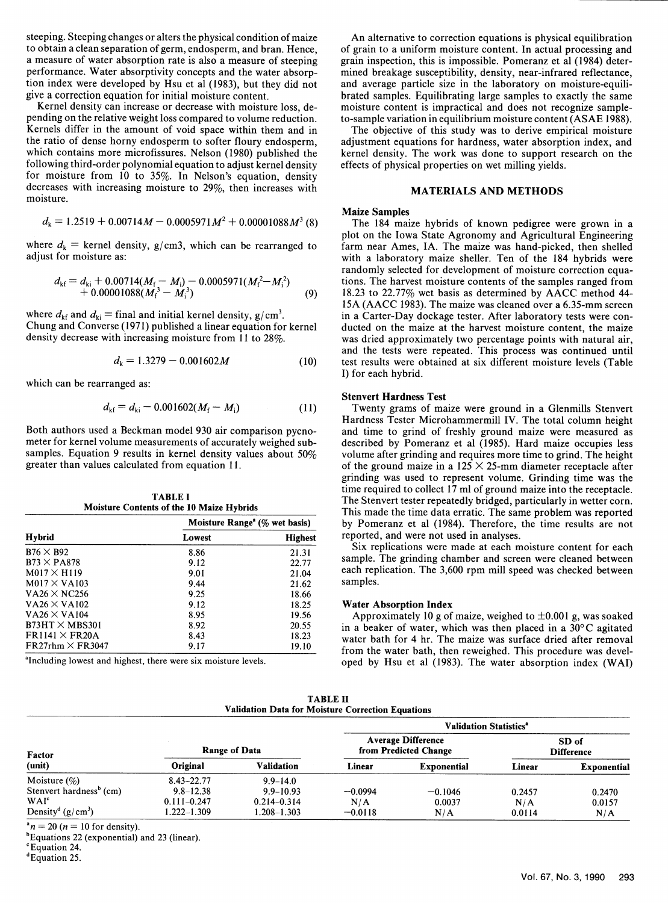steeping. Steeping changes or alters the physical condition of maize to obtain a clean separation of germ, endosperm, and bran. Hence, a measure of water absorption rate is also a measure of steeping performance. Water absorptivity concepts and the water absorption index were developed by Hsu et al (1983), but they did not give a correction equation for initial moisture content.

Kernel density can increase or decrease with moisture loss, depending on the relative weight loss compared to volume reduction. Kernels differ in the amount of void space within them and in the ratio of dense horny endosperm to softer floury endosperm, which contains more microfissures. Nelson (1980) published the following third-order polynomial equation to adjust kernel density for moisture from 10 to 35%. In Nelson's equation, density decreases with increasing moisture to 29%, then increases with moisture.

$$d_k = 1.2519 + 0.00714M - 0.0005971M^2 + 0.00001088M^3 \quad (8)$$

where $d_k$ = kernel density, g/cm3, which can be rearranged to adjust for moisture as:

$$d_{kf} = d_{ki} + 0.00714(M_f - M_i) - 0.0005971(M_f^2 - M_i^2) + 0.00001088(M_f^3 - M_i^3) \quad (9)$$

where $d_{kf}$ and $d_{ki}$ = final and initial kernel density, g/cm$^3$. Chung and Converse (1971) published a linear equation for kernel density decrease with increasing moisture from 11 to 28%.

$$d_k = 1.3279 - 0.001602M \quad (10)$$

which can be rearranged as:

$$d_{kf} = d_{ki} - 0.001602(M_f - M_i) \quad (11)$$

Both authors used a Beckman model 930 air comparison pycnometer for kernel volume measurements of accurately weighed subsamples. Equation 9 results in kernel density values about 50% greater than values calculated from equation 11.

**TABLE I**
**Moisture Contents of the 10 Maize Hybrids**

| Hybrid | Moisture Range[a] (% wet basis) Lowest | Highest |
|---|---|---|
| B76 × B92 | 8.86 | 21.31 |
| B73 × PA878 | 9.12 | 22.77 |
| MO17 × H119 | 9.01 | 21.04 |
| MO17 × VA103 | 9.44 | 21.62 |
| VA26 × NC256 | 9.25 | 18.66 |
| VA26 × VA102 | 9.12 | 18.25 |
| VA26 × VA104 | 8.95 | 19.56 |
| B73HT × MBS301 | 8.92 | 20.55 |
| FR1141 × FR20A | 8.43 | 18.23 |
| FR27rhm × FR3047 | 9.17 | 19.10 |

[a]Including lowest and highest, there were six moisture levels.

An alternative to correction equations is physical equilibration of grain to a uniform moisture content. In actual processing and grain inspection, this is impossible. Pomeranz et al (1984) determined breakage susceptibility, density, near-infrared reflectance, and average particle size in the laboratory on moisture-equilibrated samples. Equilibrating large samples to exactly the same moisture content is impractical and does not recognize sample-to-sample variation in equilibrium moisture content (ASAE 1988).

The objective of this study was to derive empirical moisture adjustment equations for hardness, water absorption index, and kernel density. The work was done to support research on the effects of physical properties on wet milling yields.

## MATERIALS AND METHODS

### Maize Samples

The 184 maize hybrids of known pedigree were grown in a plot on the Iowa State Agronomy and Agricultural Engineering farm near Ames, IA. The maize was hand-picked, then shelled with a laboratory maize sheller. Ten of the 184 hybrids were randomly selected for development of moisture correction equations. The harvest moisture contents of the samples ranged from 18.23 to 22.77% wet basis as determined by AACC method 44-15A (AACC 1983). The maize was cleaned over a 6.35-mm screen in a Carter-Day dockage tester. After laboratory tests were conducted on the maize at the harvest moisture content, the maize was dried approximately two percentage points with natural air, and the tests were repeated. This process was continued until test results were obtained at six different moisture levels (Table I) for each hybrid.

### Stenvert Hardness Test

Twenty grams of maize were ground in a Glenmills Stenvert Hardness Tester Microhammermill IV. The total column height and time to grind of freshly ground maize were measured as described by Pomeranz et al (1985). Hard maize occupies less volume after grinding and requires more time to grind. The height of the ground maize in a 125 × 25-mm diameter receptacle after grinding was used to represent volume. Grinding time was the time required to collect 17 ml of ground maize into the receptacle. The Stenvert tester repeatedly bridged, particularly in wetter corn. This made the time data erratic. The same problem was reported by Pomeranz et al (1984). Therefore, the time results are not reported, and were not used in analyses.

Six replications were made at each moisture content for each sample. The grinding chamber and screen were cleaned between each replication. The 3,600 rpm mill speed was checked between samples.

### Water Absorption Index

Approximately 10 g of maize, weighed to ±0.001 g, was soaked in a beaker of water, which was then placed in a 30°C agitated water bath for 4 hr. The maize was surface dried after removal from the water bath, then reweighed. This procedure was developed by Hsu et al (1983). The water absorption index (WAI)

**TABLE II**
**Validation Data for Moisture Correction Equations**

| Factor (unit) | Range of Data Original | Validation | Validation Statistics[a] Average Difference from Predicted Change Linear | Exponential | SD of Difference Linear | Exponential |
|---|---|---|---|---|---|---|
| Moisture (%) | 8.43–22.77 | 9.9–14.0 | | | | |
| Stenvert hardness[b] (cm) | 9.8–12.38 | 9.9–10.93 | −0.0994 | −0.1046 | 0.2457 | 0.2470 |
| WAI[c] | 0.111–0.247 | 0.214–0.314 | N/A | 0.0037 | N/A | 0.0157 |
| Density[d] (g/cm$^3$) | 1.222–1.309 | 1.208–1.303 | −0.0118 | N/A | 0.0114 | N/A |

[a]$n = 20$ ($n = 10$ for density).
[b]Equations 22 (exponential) and 23 (linear).
[c]Equation 24.
[d]Equation 25.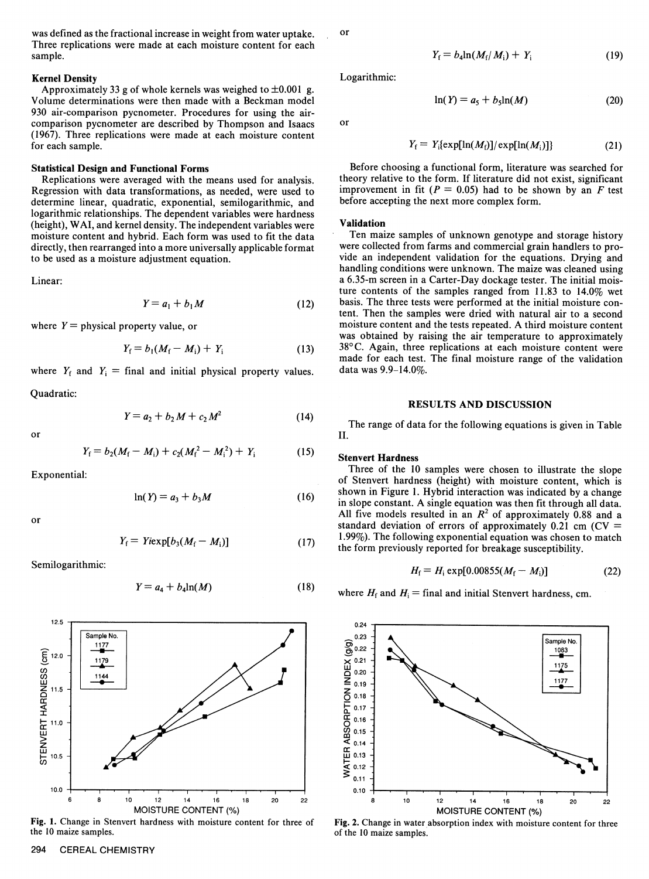was defined as the fractional increase in weight from water uptake. Three replications were made at each moisture content for each sample.

### Kernel Density

Approximately 33 g of whole kernels was weighed to ±0.001 g. Volume determinations were then made with a Beckman model 930 air-comparison pycnometer. Procedures for using the air-comparison pycnometer are described by Thompson and Isaacs (1967). Three replications were made at each moisture content for each sample.

### Statistical Design and Functional Forms

Replications were averaged with the means used for analysis. Regression with data transformations, as needed, were used to determine linear, quadratic, exponential, semilogarithmic, and logarithmic relationships. The dependent variables were hardness (height), WAI, and kernel density. The independent variables were moisture content and hybrid. Each form was used to fit the data directly, then rearranged into a more universally applicable format to be used as a moisture adjustment equation.

Linear:

$$Y = a_1 + b_1 M \tag{12}$$

where $Y$ = physical property value, or

$$Y_f = b_1(M_f - M_i) + Y_i \tag{13}$$

where $Y_f$ and $Y_i$ = final and initial physical property values.

Quadratic:

$$Y = a_2 + b_2 M + c_2 M^2 \tag{14}$$

or

$$Y_f = b_2(M_f - M_i) + c_2(M_f^2 - M_i^2) + Y_i \tag{15}$$

Exponential:

$$\ln(Y) = a_3 + b_3 M \tag{16}$$

or

$$Y_f = Yi\exp[b_3(M_f - M_i)] \tag{17}$$

Semilogarithmic:

$$Y = a_4 + b_4 \ln(M) \tag{18}$$

or

$$Y_f = b_4 \ln(M_f / M_i) + Y_i \tag{19}$$

Logarithmic:

$$\ln(Y) = a_5 + b_5 \ln(M) \tag{20}$$

or

$$Y_f = Y_i\{\exp[\ln(M_f)] / \exp[\ln(M_i)]\} \tag{21}$$

Before choosing a functional form, literature was searched for theory relative to the form. If literature did not exist, significant improvement in fit ($P = 0.05$) had to be shown by an $F$ test before accepting the next more complex form.

### Validation

Ten maize samples of unknown genotype and storage history were collected from farms and commercial grain handlers to provide an independent validation for the equations. Drying and handling conditions were unknown. The maize was cleaned using a 6.35-m screen in a Carter-Day dockage tester. The initial moisture contents of the samples ranged from 11.83 to 14.0% wet basis. The three tests were performed at the initial moisture content. Then the samples were dried with natural air to a second moisture content and the tests repeated. A third moisture content was obtained by raising the air temperature to approximately 38°C. Again, three replications at each moisture content were made for each test. The final moisture range of the validation data was 9.9–14.0%.

## RESULTS AND DISCUSSION

The range of data for the following equations is given in Table II.

### Stenvert Hardness

Three of the 10 samples were chosen to illustrate the slope of Stenvert hardness (height) with moisture content, which is shown in Figure 1. Hybrid interaction was indicated by a change in slope constant. A single equation was then fit through all data. All five models resulted in an $R^2$ of approximately 0.88 and a standard deviation of errors of approximately 0.21 cm (CV = 1.99%). The following exponential equation was chosen to match the form previously reported for breakage susceptibility.

$$H_f = H_i \exp[0.00855(M_f - M_i)] \tag{22}$$

where $H_f$ and $H_i$ = final and initial Stenvert hardness, cm.

**Fig. 1.** Change in Stenvert hardness with moisture content for three of the 10 maize samples.

**Fig. 2.** Change in water absorption index with moisture content for three of the 10 maize samples.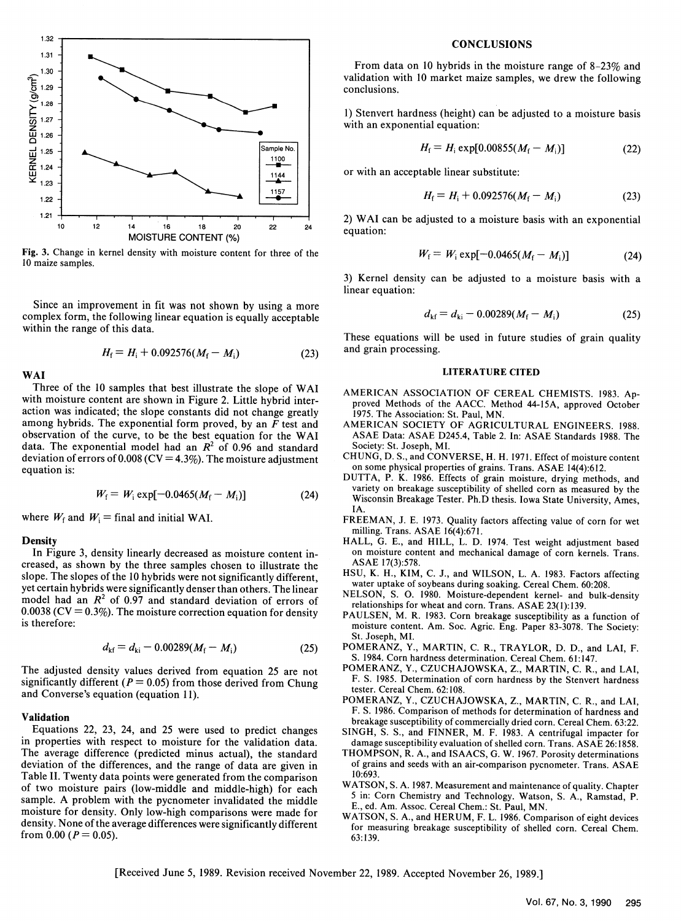1.32
1.31
1.30
1.29
1.28
1.27
1.26
1.25
1.24
1.23
1.22
1.21
KERNEL DENSITY (g/cm³)
10 12 14 16 18 20 22 24
MOISTURE CONTENT (%)
Sample No.
1100
1144
1157

Fig. 3. Change in kernel density with moisture content for three of the 10 maize samples.

Since an improvement in fit was not shown by using a more complex form, the following linear equation is equally acceptable within the range of this data.

$$H_f = H_i + 0.092576(M_f - M_i) \quad (23)$$

### WAI

Three of the 10 samples that best illustrate the slope of WAI with moisture content are shown in Figure 2. Little hybrid interaction was indicated; the slope constants did not change greatly among hybrids. The exponential form proved, by an $F$ test and observation of the curve, to be the best equation for the WAI data. The exponential model had an $R^2$ of 0.96 and standard deviation of errors of 0.008 (CV = 4.3%). The moisture adjustment equation is:

$$W_f = W_i \exp[-0.0465(M_f - M_i)] \quad (24)$$

where $W_f$ and $W_i$ = final and initial WAI.

### Density

In Figure 3, density linearly decreased as moisture content increased, as shown by the three samples chosen to illustrate the slope. The slopes of the 10 hybrids were not significantly different, yet certain hybrids were significantly denser than others. The linear model had an $R^2$ of 0.97 and standard deviation of errors of 0.0038 (CV = 0.3%). The moisture correction equation for density is therefore:

$$d_{kf} = d_{ki} - 0.00289(M_f - M_i) \quad (25)$$

The adjusted density values derived from equation 25 are not significantly different ($P = 0.05$) from those derived from Chung and Converse's equation (equation 11).

### Validation

Equations 22, 23, 24, and 25 were used to predict changes in properties with respect to moisture for the validation data. The average difference (predicted minus actual), the standard deviation of the differences, and the range of data are given in Table II. Twenty data points were generated from the comparison of two moisture pairs (low-middle and middle-high) for each sample. A problem with the pycnometer invalidated the middle moisture for density. Only low-high comparisons were made for density. None of the average differences were significantly different from 0.00 ($P = 0.05$).

## CONCLUSIONS

From data on 10 hybrids in the moisture range of 8–23% and validation with 10 market maize samples, we drew the following conclusions.

1) Stenvert hardness (height) can be adjusted to a moisture basis with an exponential equation:

$$H_f = H_i \exp[0.00855(M_f - M_i)] \quad (22)$$

or with an acceptable linear substitute:

$$H_f = H_i + 0.092576(M_f - M_i) \quad (23)$$

2) WAI can be adjusted to a moisture basis with an exponential equation:

$$W_f = W_i \exp[-0.0465(M_f - M_i)] \quad (24)$$

3) Kernel density can be adjusted to a moisture basis with a linear equation:

$$d_{kf} = d_{ki} - 0.00289(M_f - M_i) \quad (25)$$

These equations will be used in future studies of grain quality and grain processing.

## LITERATURE CITED

AMERICAN ASSOCIATION OF CEREAL CHEMISTS. 1983. Approved Methods of the AACC. Method 44-15A, approved October 1975. The Association: St. Paul, MN.

AMERICAN SOCIETY OF AGRICULTURAL ENGINEERS. 1988. ASAE Data: ASAE D245.4, Table 2. In: ASAE Standards 1988. The Society: St. Joseph, MI.

CHUNG, D. S., and CONVERSE, H. H. 1971. Effect of moisture content on some physical properties of grains. Trans. ASAE 14(4):612.

DUTTA, P. K. 1986. Effects of grain moisture, drying methods, and variety on breakage susceptibility of shelled corn as measured by the Wisconsin Breakage Tester. Ph.D thesis. Iowa State University, Ames, IA.

FREEMAN, J. E. 1973. Quality factors affecting value of corn for wet milling. Trans. ASAE 16(4):671.

HALL, G. E., and HILL, L. D. 1974. Test weight adjustment based on moisture content and mechanical damage of corn kernels. Trans. ASAE 17(3):578.

HSU, K. H., KIM, C. J., and WILSON, L. A. 1983. Factors affecting water uptake of soybeans during soaking. Cereal Chem. 60:208.

NELSON, S. O. 1980. Moisture-dependent kernel- and bulk-density relationships for wheat and corn. Trans. ASAE 23(1):139.

PAULSEN, M. R. 1983. Corn breakage susceptibility as a function of moisture content. Am. Soc. Agric. Eng. Paper 83-3078. The Society: St. Joseph, MI.

POMERANZ, Y., MARTIN, C. R., TRAYLOR, D. D., and LAI, F. S. 1984. Corn hardness determination. Cereal Chem. 61:147.

POMERANZ, Y., CZUCHAJOWSKA, Z., MARTIN, C. R., and LAI, F. S. 1985. Determination of corn hardness by the Stenvert hardness tester. Cereal Chem. 62:108.

POMERANZ, Y., CZUCHAJOWSKA, Z., MARTIN, C. R., and LAI, F. S. 1986. Comparison of methods for determination of hardness and breakage susceptibility of commercially dried corn. Cereal Chem. 63:22.

SINGH, S. S., and FINNER, M. F. 1983. A centrifugal impacter for damage susceptibility evaluation of shelled corn. Trans. ASAE 26:1858.

THOMPSON, R. A., and ISAACS, G. W. 1967. Porosity determinations of grains and seeds with an air-comparison pycnometer. Trans. ASAE 10:693.

WATSON, S. A. 1987. Measurement and maintenance of quality. Chapter 5 in: Corn Chemistry and Technology. Watson, S. A., Ramstad, P. E., ed. Am. Assoc. Cereal Chem.: St. Paul, MN.

WATSON, S. A., and HERUM, F. L. 1986. Comparison of eight devices for measuring breakage susceptibility of shelled corn. Cereal Chem. 63:139.

[Received June 5, 1989. Revision received November 22, 1989. Accepted November 26, 1989.]